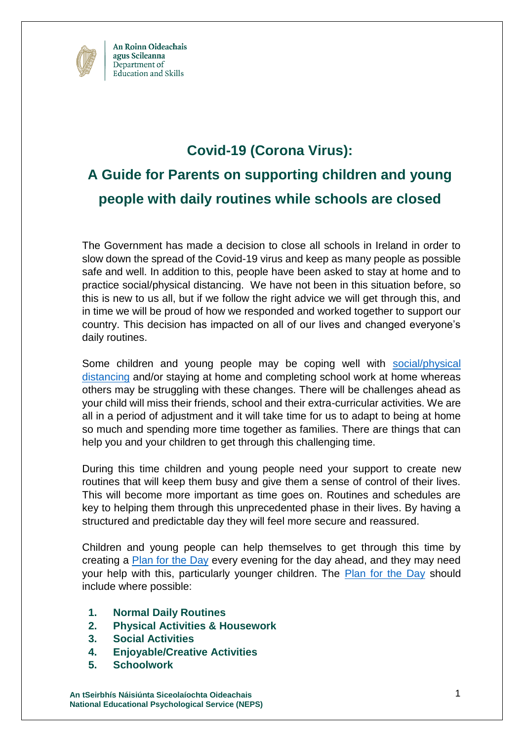An Roinn Oideachais agus Scileanna
Department of Education and Skills

# Covid-19 (Corona Virus):

# A Guide for Parents on supporting children and young people with daily routines while schools are closed

The Government has made a decision to close all schools in Ireland in order to slow down the spread of the Covid-19 virus and keep as many people as possible safe and well. In addition to this, people have been asked to stay at home and to practice social/physical distancing. We have not been in this situation before, so this is new to us all, but if we follow the right advice we will get through this, and in time we will be proud of how we responded and worked together to support our country. This decision has impacted on all of our lives and changed everyone's daily routines.

Some children and young people may be coping well with social/physical distancing and/or staying at home and completing school work at home whereas others may be struggling with these changes. There will be challenges ahead as your child will miss their friends, school and their extra-curricular activities. We are all in a period of adjustment and it will take time for us to adapt to being at home so much and spending more time together as families. There are things that can help you and your children to get through this challenging time.

During this time children and young people need your support to create new routines that will keep them busy and give them a sense of control of their lives. This will become more important as time goes on. Routines and schedules are key to helping them through this unprecedented phase in their lives. By having a structured and predictable day they will feel more secure and reassured.

Children and young people can help themselves to get through this time by creating a Plan for the Day every evening for the day ahead, and they may need your help with this, particularly younger children. The Plan for the Day should include where possible:

1. **Normal Daily Routines**
2. **Physical Activities & Housework**
3. **Social Activities**
4. **Enjoyable/Creative Activities**
5. **Schoolwork**

**An tSeirbhís Náisiúnta Siceolaíochta Oideachais**
**National Educational Psychological Service (NEPS)**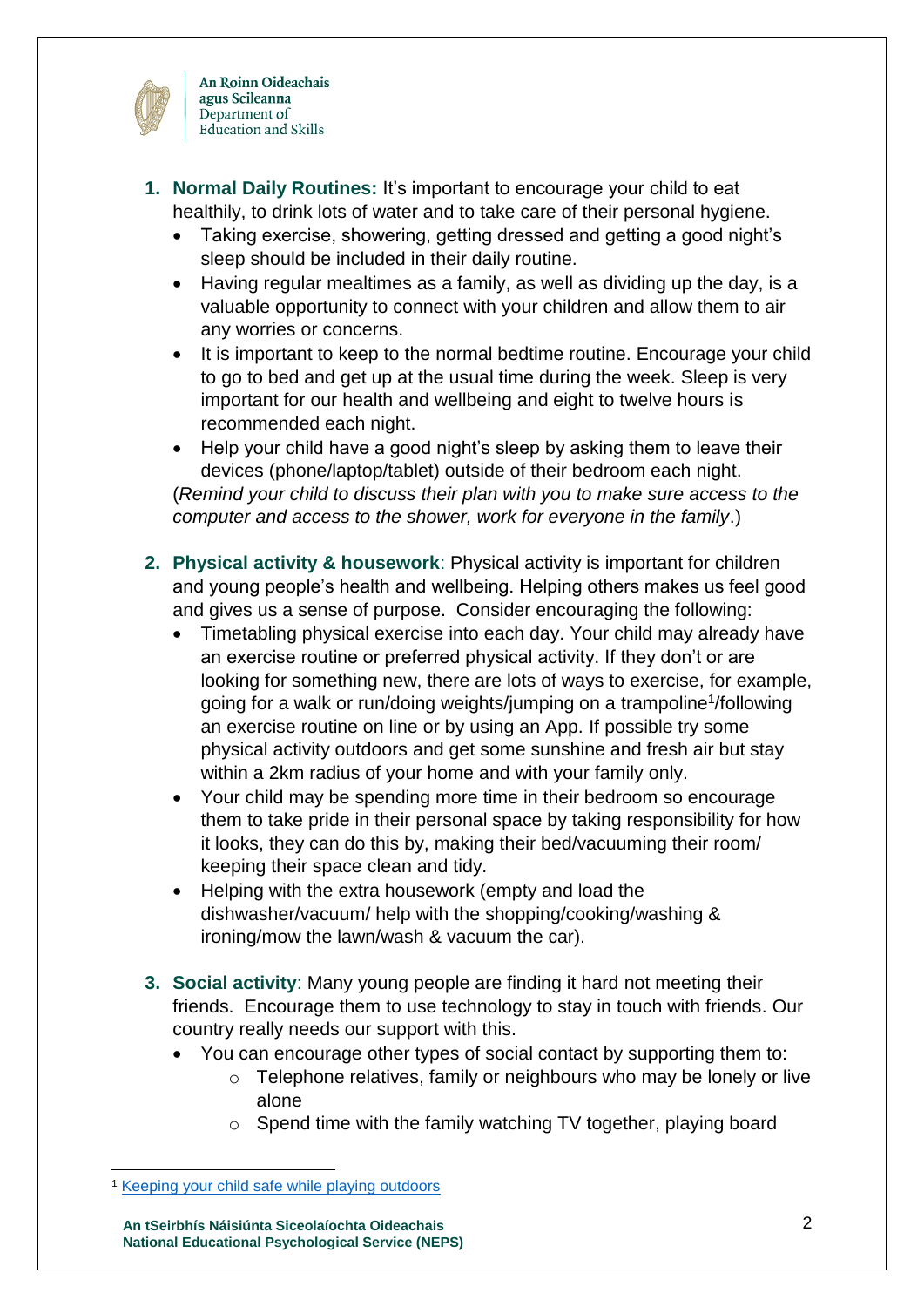1. **Normal Daily Routines:** It's important to encourage your child to eat healthily, to drink lots of water and to take care of their personal hygiene.
   - Taking exercise, showering, getting dressed and getting a good night's sleep should be included in their daily routine.
   - Having regular mealtimes as a family, as well as dividing up the day, is a valuable opportunity to connect with your children and allow them to air any worries or concerns.
   - It is important to keep to the normal bedtime routine. Encourage your child to go to bed and get up at the usual time during the week. Sleep is very important for our health and wellbeing and eight to twelve hours is recommended each night.
   - Help your child have a good night's sleep by asking them to leave their devices (phone/laptop/tablet) outside of their bedroom each night.

   (*Remind your child to discuss their plan with you to make sure access to the computer and access to the shower, work for everyone in the family*.)

2. **Physical activity & housework**: Physical activity is important for children and young people's health and wellbeing. Helping others makes us feel good and gives us a sense of purpose. Consider encouraging the following:
   - Timetabling physical exercise into each day. Your child may already have an exercise routine or preferred physical activity. If they don't or are looking for something new, there are lots of ways to exercise, for example, going for a walk or run/doing weights/jumping on a trampoline[1]/following an exercise routine on line or by using an App. If possible try some physical activity outdoors and get some sunshine and fresh air but stay within a 2km radius of your home and with your family only.
   - Your child may be spending more time in their bedroom so encourage them to take pride in their personal space by taking responsibility for how it looks, they can do this by, making their bed/vacuuming their room/ keeping their space clean and tidy.
   - Helping with the extra housework (empty and load the dishwasher/vacuum/ help with the shopping/cooking/washing & ironing/mow the lawn/wash & vacuum the car).

3. **Social activity**: Many young people are finding it hard not meeting their friends. Encourage them to use technology to stay in touch with friends. Our country really needs our support with this.
   - You can encourage other types of social contact by supporting them to:
     - Telephone relatives, family or neighbours who may be lonely or live alone
     - Spend time with the family watching TV together, playing board

[1] [Keeping your child safe while playing outdoors]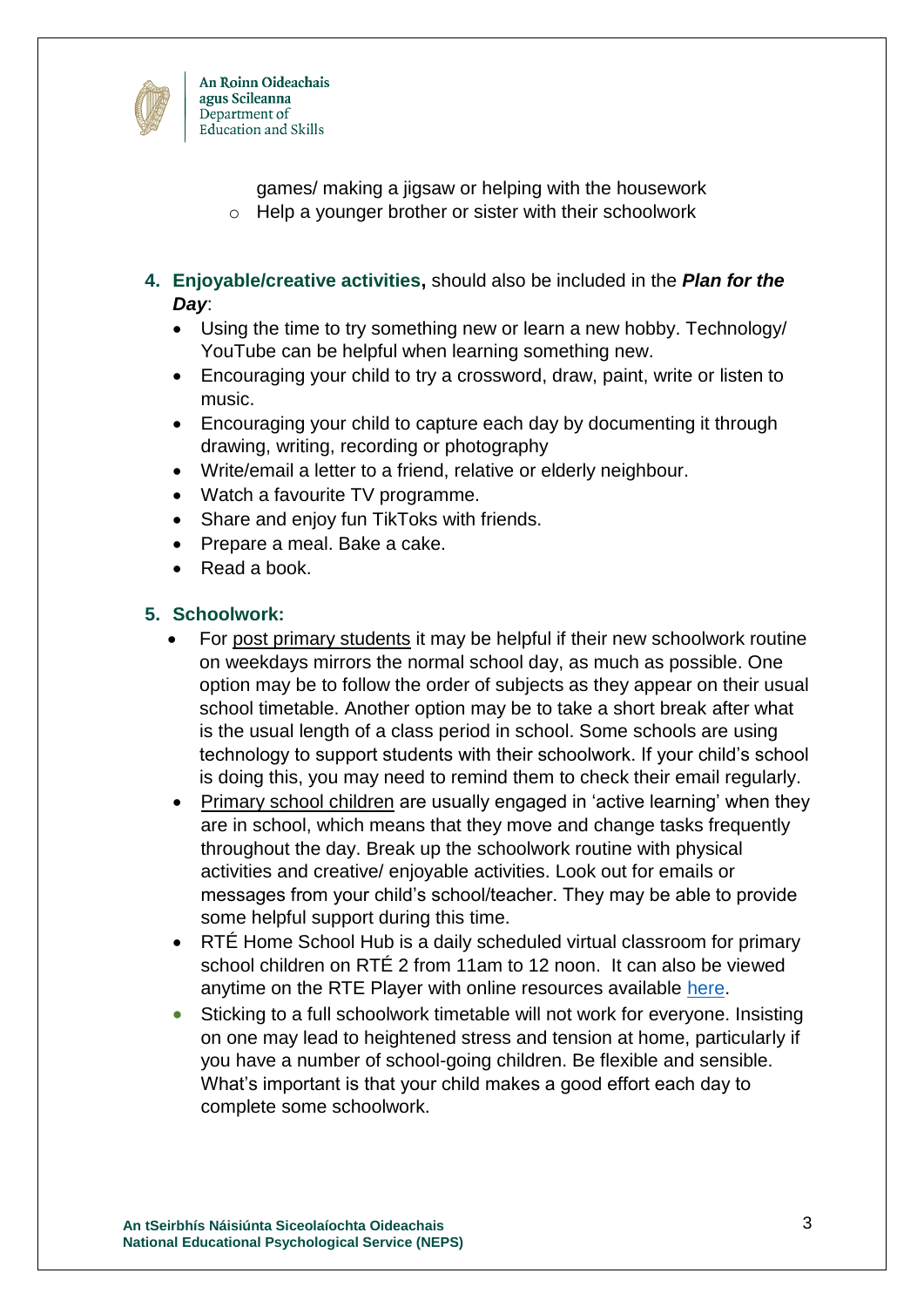games/ making a jigsaw or helping with the housework
    - Help a younger brother or sister with their schoolwork

4. **Enjoyable/creative activities,** should also be included in the ***Plan for the Day***:
    - Using the time to try something new or learn a new hobby. Technology/ YouTube can be helpful when learning something new.
    - Encouraging your child to try a crossword, draw, paint, write or listen to music.
    - Encouraging your child to capture each day by documenting it through drawing, writing, recording or photography
    - Write/email a letter to a friend, relative or elderly neighbour.
    - Watch a favourite TV programme.
    - Share and enjoy fun TikToks with friends.
    - Prepare a meal. Bake a cake.
    - Read a book.

5. **Schoolwork:**
    - For post primary students it may be helpful if their new schoolwork routine on weekdays mirrors the normal school day, as much as possible. One option may be to follow the order of subjects as they appear on their usual school timetable. Another option may be to take a short break after what is the usual length of a class period in school. Some schools are using technology to support students with their schoolwork. If your child's school is doing this, you may need to remind them to check their email regularly.
    - Primary school children are usually engaged in 'active learning' when they are in school, which means that they move and change tasks frequently throughout the day. Break up the schoolwork routine with physical activities and creative/ enjoyable activities. Look out for emails or messages from your child's school/teacher. They may be able to provide some helpful support during this time.
    - RTÉ Home School Hub is a daily scheduled virtual classroom for primary school children on RTÉ 2 from 11am to 12 noon. It can also be viewed anytime on the RTE Player with online resources available here.
    - Sticking to a full schoolwork timetable will not work for everyone. Insisting on one may lead to heightened stress and tension at home, particularly if you have a number of school-going children. Be flexible and sensible. What's important is that your child makes a good effort each day to complete some schoolwork.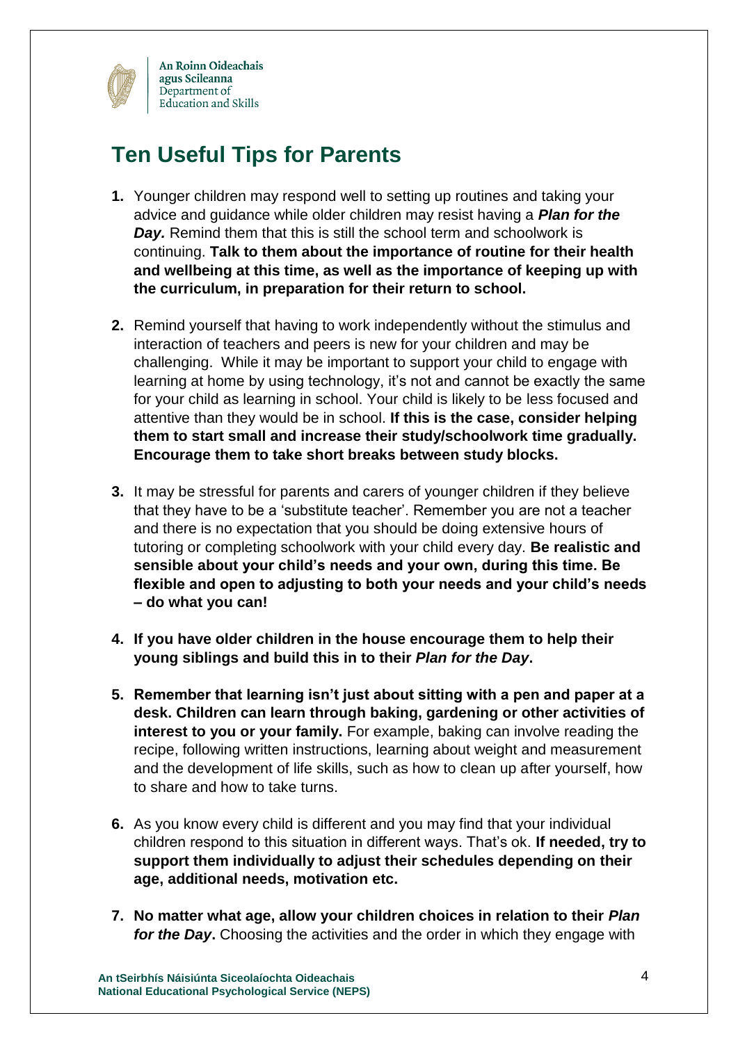## Ten Useful Tips for Parents

1. Younger children may respond well to setting up routines and taking your advice and guidance while older children may resist having a ***Plan for the Day.*** Remind them that this is still the school term and schoolwork is continuing. **Talk to them about the importance of routine for their health and wellbeing at this time, as well as the importance of keeping up with the curriculum, in preparation for their return to school.**

2. Remind yourself that having to work independently without the stimulus and interaction of teachers and peers is new for your children and may be challenging. While it may be important to support your child to engage with learning at home by using technology, it's not and cannot be exactly the same for your child as learning in school. Your child is likely to be less focused and attentive than they would be in school. **If this is the case, consider helping them to start small and increase their study/schoolwork time gradually. Encourage them to take short breaks between study blocks.**

3. It may be stressful for parents and carers of younger children if they believe that they have to be a 'substitute teacher'. Remember you are not a teacher and there is no expectation that you should be doing extensive hours of tutoring or completing schoolwork with your child every day. **Be realistic and sensible about your child's needs and your own, during this time. Be flexible and open to adjusting to both your needs and your child's needs – do what you can!**

4. **If you have older children in the house encourage them to help their young siblings and build this in to their *Plan for the Day*.**

5. **Remember that learning isn't just about sitting with a pen and paper at a desk. Children can learn through baking, gardening or other activities of interest to you or your family.** For example, baking can involve reading the recipe, following written instructions, learning about weight and measurement and the development of life skills, such as how to clean up after yourself, how to share and how to take turns.

6. As you know every child is different and you may find that your individual children respond to this situation in different ways. That's ok. **If needed, try to support them individually to adjust their schedules depending on their age, additional needs, motivation etc.**

7. **No matter what age, allow your children choices in relation to their *Plan for the Day*.** Choosing the activities and the order in which they engage with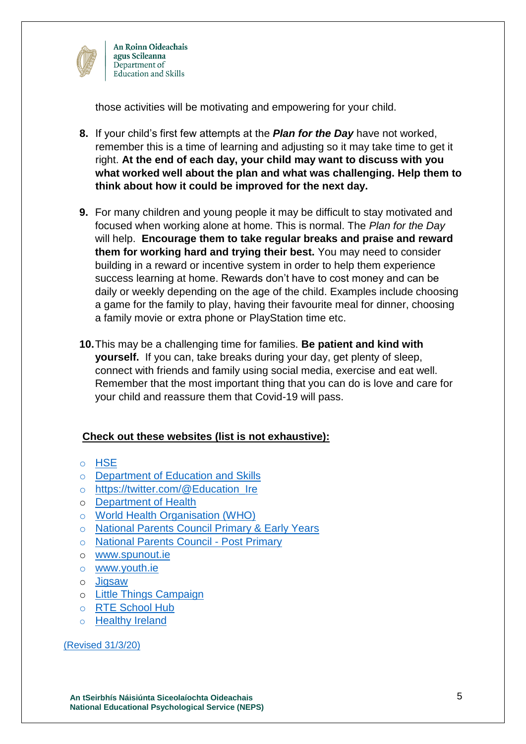those activities will be motivating and empowering for your child.

8. If your child's first few attempts at the ***Plan for the Day*** have not worked, remember this is a time of learning and adjusting so it may take time to get it right. **At the end of each day, your child may want to discuss with you what worked well about the plan and what was challenging. Help them to think about how it could be improved for the next day.**

9. For many children and young people it may be difficult to stay motivated and focused when working alone at home. This is normal. The *Plan for the Day* will help. **Encourage them to take regular breaks and praise and reward them for working hard and trying their best.** You may need to consider building in a reward or incentive system in order to help them experience success learning at home. Rewards don't have to cost money and can be daily or weekly depending on the age of the child. Examples include choosing a game for the family to play, having their favourite meal for dinner, choosing a family movie or extra phone or PlayStation time etc.

10. This may be a challenging time for families. **Be patient and kind with yourself.** If you can, take breaks during your day, get plenty of sleep, connect with friends and family using social media, exercise and eat well. Remember that the most important thing that you can do is love and care for your child and reassure them that Covid-19 will pass.

**Check out these websites (list is not exhaustive):**

- HSE
- Department of Education and Skills
- https://twitter.com/@Education_Ire
- Department of Health
- World Health Organisation (WHO)
- National Parents Council Primary & Early Years
- National Parents Council - Post Primary
- www.spunout.ie
- www.youth.ie
- Jigsaw
- Little Things Campaign
- RTE School Hub
- Healthy Ireland

(Revised 31/3/20)